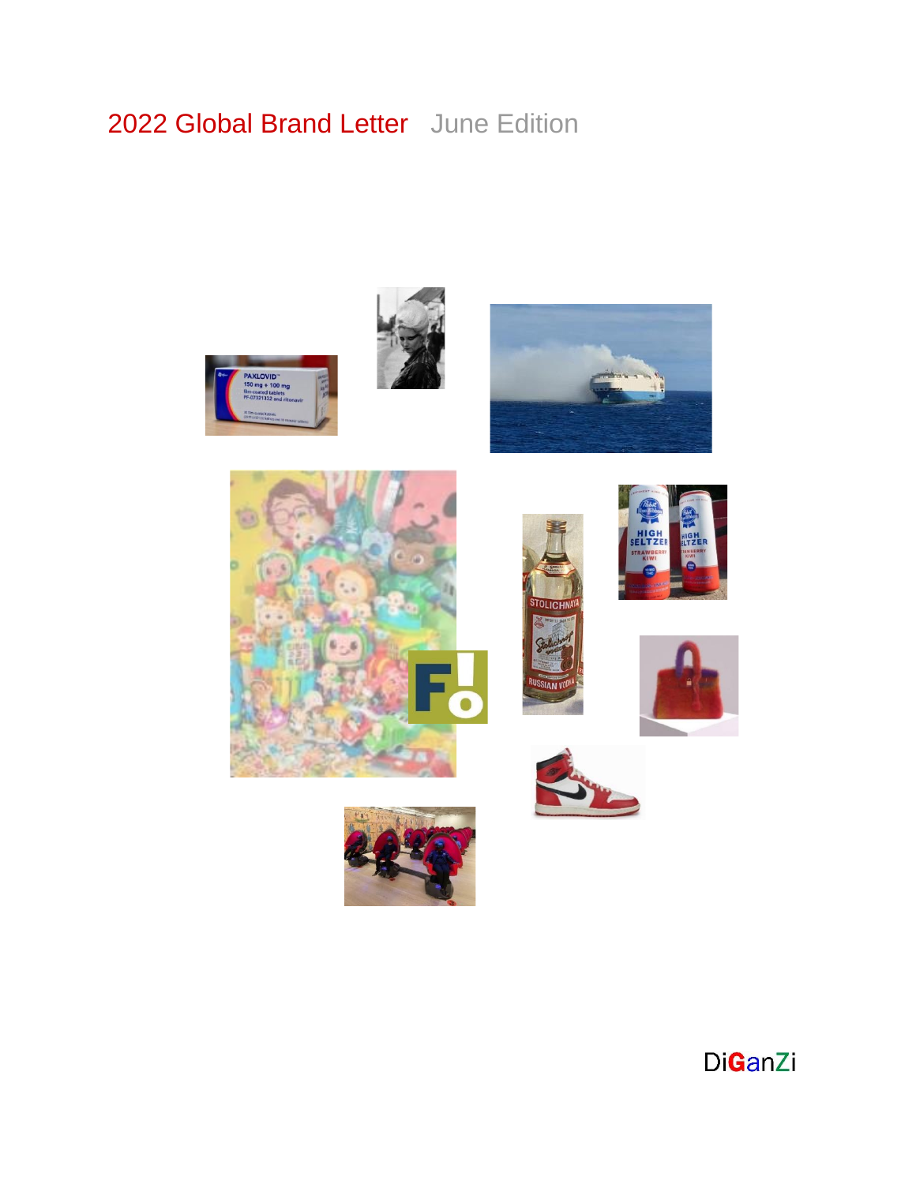# 2022 Global Brand Letter June Edition

DiGanZi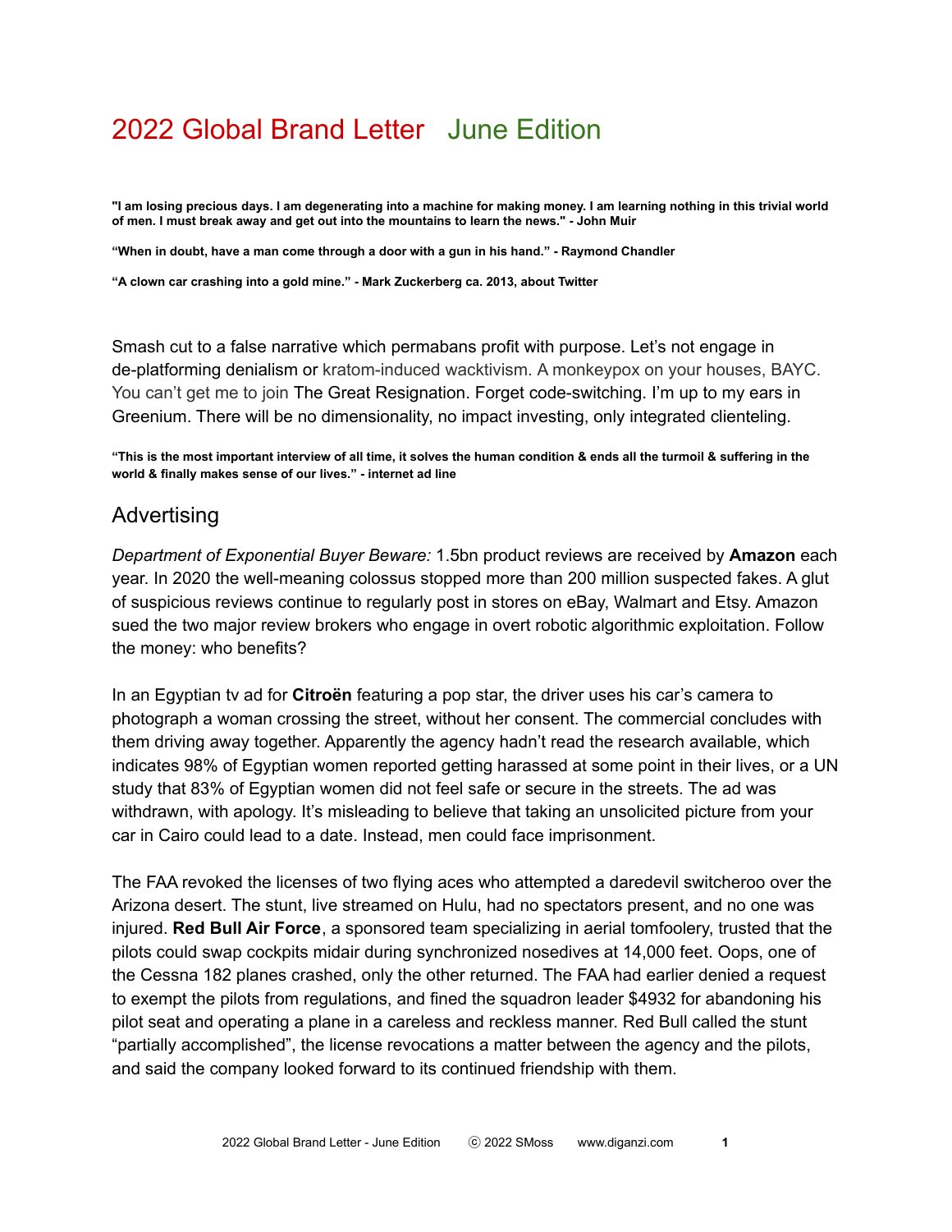# 2022 Global Brand Letter June Edition

**"I am losing precious days. I am degenerating into a machine for making money. I am learning nothing in this trivial world of men. I must break away and get out into the mountains to learn the news." - John Muir**

**"When in doubt, have a man come through a door with a gun in his hand." - Raymond Chandler**

**"A clown car crashing into a gold mine." - Mark Zuckerberg ca. 2013, about Twitter**

Smash cut to a false narrative which permabans profit with purpose. Let's not engage in de-platforming denialism or kratom-induced wacktivism. A monkeypox on your houses, BAYC. You can't get me to join The Great Resignation. Forget code-switching. I'm up to my ears in Greenium. There will be no dimensionality, no impact investing, only integrated clienteling.

**"This is the most important interview of all time, it solves the human condition & ends all the turmoil & suffering in the world & finally makes sense of our lives." - internet ad line**

## Advertising

*Department of Exponential Buyer Beware:* 1.5bn product reviews are received by **Amazon** each year. In 2020 the well-meaning colossus stopped more than 200 million suspected fakes. A glut of suspicious reviews continue to regularly post in stores on eBay, Walmart and Etsy. Amazon sued the two major review brokers who engage in overt robotic algorithmic exploitation. Follow the money: who benefits?

In an Egyptian tv ad for **Citroën** featuring a pop star, the driver uses his car's camera to photograph a woman crossing the street, without her consent. The commercial concludes with them driving away together. Apparently the agency hadn't read the research available, which indicates 98% of Egyptian women reported getting harassed at some point in their lives, or a UN study that 83% of Egyptian women did not feel safe or secure in the streets. The ad was withdrawn, with apology. It's misleading to believe that taking an unsolicited picture from your car in Cairo could lead to a date. Instead, men could face imprisonment.

The FAA revoked the licenses of two flying aces who attempted a daredevil switcheroo over the Arizona desert. The stunt, live streamed on Hulu, had no spectators present, and no one was injured. **Red Bull Air Force**, a sponsored team specializing in aerial tomfoolery, trusted that the pilots could swap cockpits midair during synchronized nosedives at 14,000 feet. Oops, one of the Cessna 182 planes crashed, only the other returned. The FAA had earlier denied a request to exempt the pilots from regulations, and fined the squadron leader $4932 for abandoning his pilot seat and operating a plane in a careless and reckless manner. Red Bull called the stunt "partially accomplished", the license revocations a matter between the agency and the pilots, and said the company looked forward to its continued friendship with them.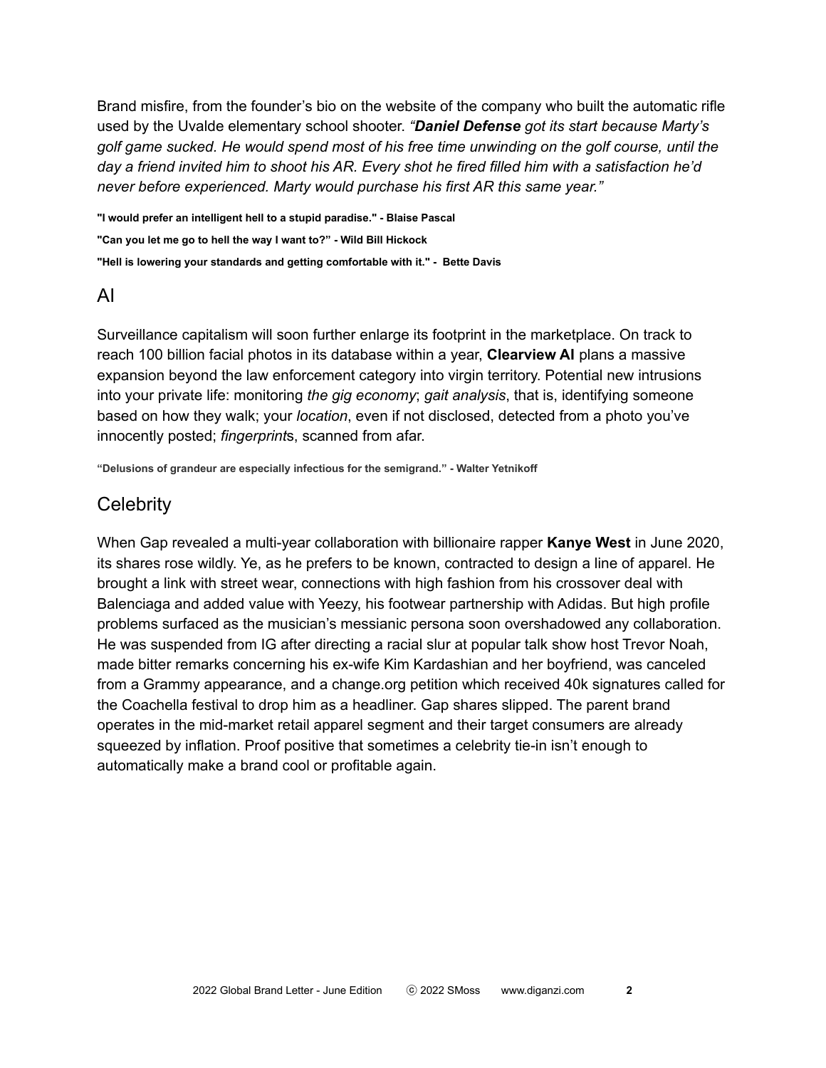Brand misfire, from the founder's bio on the website of the company who built the automatic rifle used by the Uvalde elementary school shooter. *"**Daniel Defense** got its start because Marty's golf game sucked. He would spend most of his free time unwinding on the golf course, until the day a friend invited him to shoot his AR. Every shot he fired filled him with a satisfaction he'd never before experienced. Marty would purchase his first AR this same year."*

**"I would prefer an intelligent hell to a stupid paradise." - Blaise Pascal**

**"Can you let me go to hell the way I want to?" - Wild Bill Hickock**

**"Hell is lowering your standards and getting comfortable with it." - Bette Davis**

## AI

Surveillance capitalism will soon further enlarge its footprint in the marketplace. On track to reach 100 billion facial photos in its database within a year, **Clearview AI** plans a massive expansion beyond the law enforcement category into virgin territory. Potential new intrusions into your private life: monitoring *the gig economy*; *gait analysis*, that is, identifying someone based on how they walk; your *location*, even if not disclosed, detected from a photo you've innocently posted; *fingerprint*s, scanned from afar.

**"Delusions of grandeur are especially infectious for the semigrand." - Walter Yetnikoff**

## Celebrity

When Gap revealed a multi-year collaboration with billionaire rapper **Kanye West** in June 2020, its shares rose wildly. Ye, as he prefers to be known, contracted to design a line of apparel. He brought a link with street wear, connections with high fashion from his crossover deal with Balenciaga and added value with Yeezy, his footwear partnership with Adidas. But high profile problems surfaced as the musician's messianic persona soon overshadowed any collaboration. He was suspended from IG after directing a racial slur at popular talk show host Trevor Noah, made bitter remarks concerning his ex-wife Kim Kardashian and her boyfriend, was canceled from a Grammy appearance, and a change.org petition which received 40k signatures called for the Coachella festival to drop him as a headliner. Gap shares slipped. The parent brand operates in the mid-market retail apparel segment and their target consumers are already squeezed by inflation. Proof positive that sometimes a celebrity tie-in isn't enough to automatically make a brand cool or profitable again.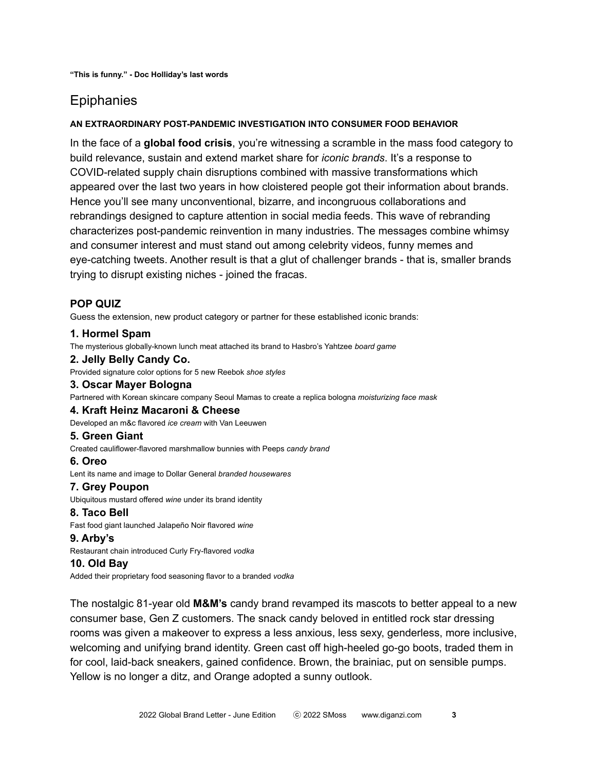**“This is funny.” - Doc Holliday’s last words**

# Epiphanies

**AN EXTRAORDINARY POST-PANDEMIC INVESTIGATION INTO CONSUMER FOOD BEHAVIOR**

In the face of a **global food crisis**, you’re witnessing a scramble in the mass food category to build relevance, sustain and extend market share for *iconic brands*. It’s a response to COVID-related supply chain disruptions combined with massive transformations which appeared over the last two years in how cloistered people got their information about brands. Hence you’ll see many unconventional, bizarre, and incongruous collaborations and rebrandings designed to capture attention in social media feeds. This wave of rebranding characterizes post-pandemic reinvention in many industries. The messages combine whimsy and consumer interest and must stand out among celebrity videos, funny memes and eye-catching tweets. Another result is that a glut of challenger brands - that is, smaller brands trying to disrupt existing niches - joined the fracas.

### POP QUIZ

Guess the extension, new product category or partner for these established iconic brands:

**1. Hormel Spam**
The mysterious globally-known lunch meat attached its brand to Hasbro’s Yahtzee *board game*

**2. Jelly Belly Candy Co.**
Provided signature color options for 5 new Reebok *shoe styles*

**3. Oscar Mayer Bologna**
Partnered with Korean skincare company Seoul Mamas to create a replica bologna *moisturizing face mask*

**4. Kraft Heinz Macaroni & Cheese**
Developed an m&c flavored *ice cream* with Van Leeuwen

**5. Green Giant**
Created cauliflower-flavored marshmallow bunnies with Peeps *candy brand*

**6. Oreo**
Lent its name and image to Dollar General *branded housewares*

**7. Grey Poupon**
Ubiquitous mustard offered *wine* under its brand identity

**8. Taco Bell**
Fast food giant launched Jalapeño Noir flavored *wine*

**9. Arby’s**
Restaurant chain introduced Curly Fry-flavored *vodka*

**10. Old Bay**
Added their proprietary food seasoning flavor to a branded *vodka*

The nostalgic 81-year old **M&M’s** candy brand revamped its mascots to better appeal to a new consumer base, Gen Z customers. The snack candy beloved in entitled rock star dressing rooms was given a makeover to express a less anxious, less sexy, genderless, more inclusive, welcoming and unifying brand identity. Green cast off high-heeled go-go boots, traded them in for cool, laid-back sneakers, gained confidence. Brown, the brainiac, put on sensible pumps. Yellow is no longer a ditz, and Orange adopted a sunny outlook.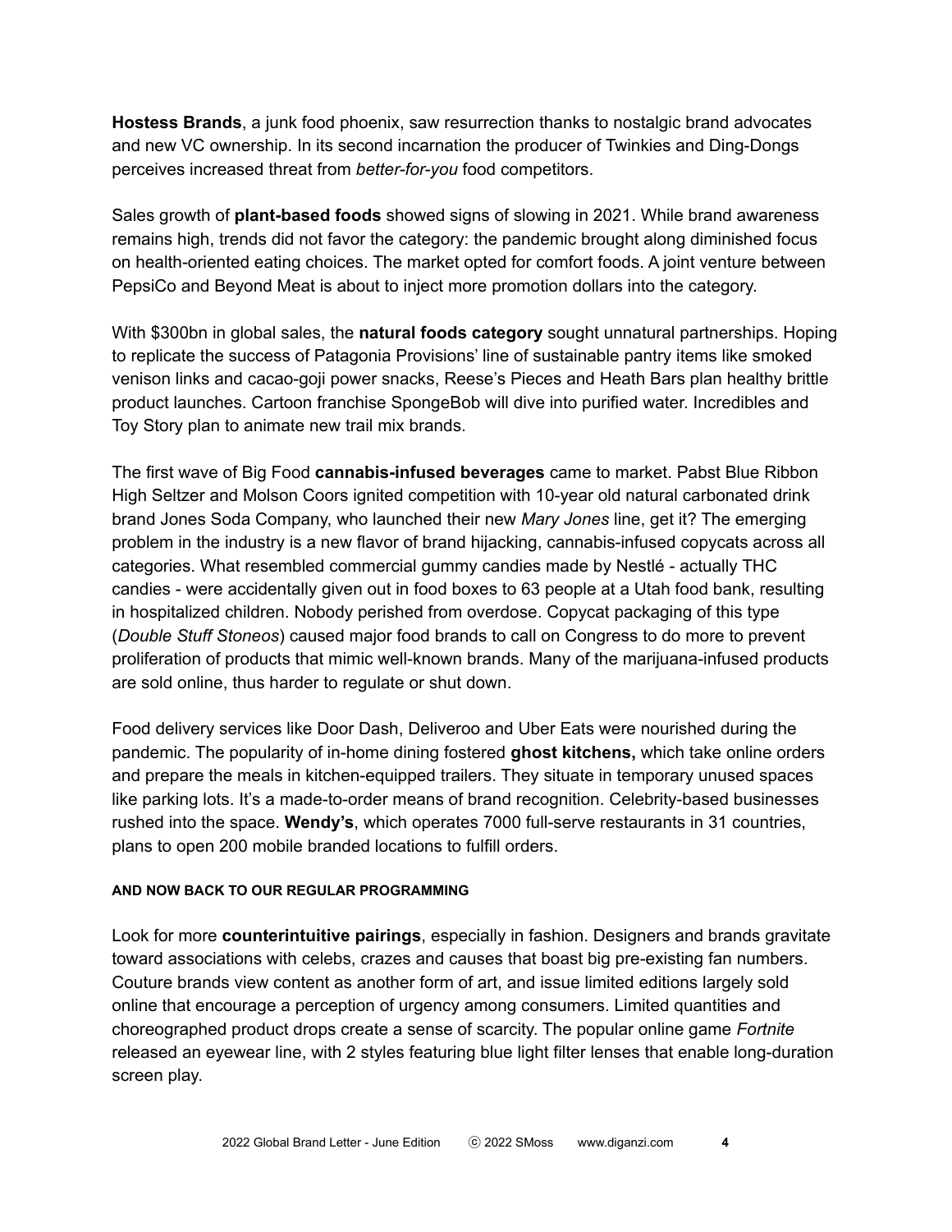**Hostess Brands**, a junk food phoenix, saw resurrection thanks to nostalgic brand advocates and new VC ownership. In its second incarnation the producer of Twinkies and Ding-Dongs perceives increased threat from *better-for-you* food competitors.

Sales growth of **plant-based foods** showed signs of slowing in 2021. While brand awareness remains high, trends did not favor the category: the pandemic brought along diminished focus on health-oriented eating choices. The market opted for comfort foods. A joint venture between PepsiCo and Beyond Meat is about to inject more promotion dollars into the category.

With $300bn in global sales, the **natural foods category** sought unnatural partnerships. Hoping to replicate the success of Patagonia Provisions' line of sustainable pantry items like smoked venison links and cacao-goji power snacks, Reese's Pieces and Heath Bars plan healthy brittle product launches. Cartoon franchise SpongeBob will dive into purified water. Incredibles and Toy Story plan to animate new trail mix brands.

The first wave of Big Food **cannabis-infused beverages** came to market. Pabst Blue Ribbon High Seltzer and Molson Coors ignited competition with 10-year old natural carbonated drink brand Jones Soda Company, who launched their new *Mary Jones* line, get it? The emerging problem in the industry is a new flavor of brand hijacking, cannabis-infused copycats across all categories. What resembled commercial gummy candies made by Nestlé - actually THC candies - were accidentally given out in food boxes to 63 people at a Utah food bank, resulting in hospitalized children. Nobody perished from overdose. Copycat packaging of this type (*Double Stuff Stoneos*) caused major food brands to call on Congress to do more to prevent proliferation of products that mimic well-known brands. Many of the marijuana-infused products are sold online, thus harder to regulate or shut down.

Food delivery services like Door Dash, Deliveroo and Uber Eats were nourished during the pandemic. The popularity of in-home dining fostered **ghost kitchens,** which take online orders and prepare the meals in kitchen-equipped trailers. They situate in temporary unused spaces like parking lots. It's a made-to-order means of brand recognition. Celebrity-based businesses rushed into the space. **Wendy's**, which operates 7000 full-serve restaurants in 31 countries, plans to open 200 mobile branded locations to fulfill orders.

#### AND NOW BACK TO OUR REGULAR PROGRAMMING

Look for more **counterintuitive pairings**, especially in fashion. Designers and brands gravitate toward associations with celebs, crazes and causes that boast big pre-existing fan numbers. Couture brands view content as another form of art, and issue limited editions largely sold online that encourage a perception of urgency among consumers. Limited quantities and choreographed product drops create a sense of scarcity. The popular online game *Fortnite* released an eyewear line, with 2 styles featuring blue light filter lenses that enable long-duration screen play.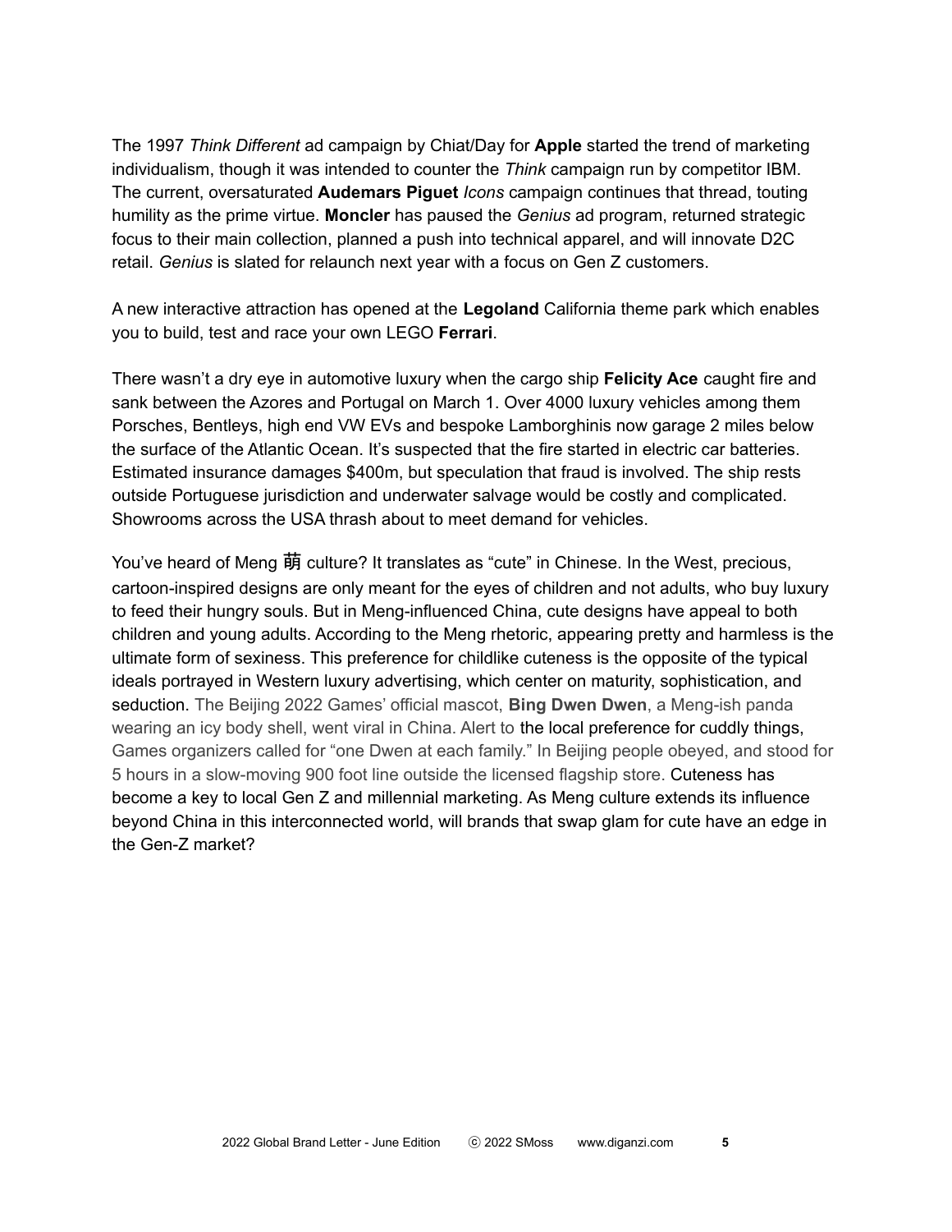The 1997 *Think Different* ad campaign by Chiat/Day for **Apple** started the trend of marketing individualism, though it was intended to counter the *Think* campaign run by competitor IBM. The current, oversaturated **Audemars Piguet** *Icons* campaign continues that thread, touting humility as the prime virtue. **Moncler** has paused the *Genius* ad program, returned strategic focus to their main collection, planned a push into technical apparel, and will innovate D2C retail. *Genius* is slated for relaunch next year with a focus on Gen Z customers.

A new interactive attraction has opened at the **Legoland** California theme park which enables you to build, test and race your own LEGO **Ferrari**.

There wasn't a dry eye in automotive luxury when the cargo ship **Felicity Ace** caught fire and sank between the Azores and Portugal on March 1. Over 4000 luxury vehicles among them Porsches, Bentleys, high end VW EVs and bespoke Lamborghinis now garage 2 miles below the surface of the Atlantic Ocean. It's suspected that the fire started in electric car batteries. Estimated insurance damages $400m, but speculation that fraud is involved. The ship rests outside Portuguese jurisdiction and underwater salvage would be costly and complicated. Showrooms across the USA thrash about to meet demand for vehicles.

You've heard of Meng 萌 culture? It translates as "cute" in Chinese. In the West, precious, cartoon-inspired designs are only meant for the eyes of children and not adults, who buy luxury to feed their hungry souls. But in Meng-influenced China, cute designs have appeal to both children and young adults. According to the Meng rhetoric, appearing pretty and harmless is the ultimate form of sexiness. This preference for childlike cuteness is the opposite of the typical ideals portrayed in Western luxury advertising, which center on maturity, sophistication, and seduction. The Beijing 2022 Games' official mascot, **Bing Dwen Dwen**, a Meng-ish panda wearing an icy body shell, went viral in China. Alert to the local preference for cuddly things, Games organizers called for "one Dwen at each family." In Beijing people obeyed, and stood for 5 hours in a slow-moving 900 foot line outside the licensed flagship store. Cuteness has become a key to local Gen Z and millennial marketing. As Meng culture extends its influence beyond China in this interconnected world, will brands that swap glam for cute have an edge in the Gen-Z market?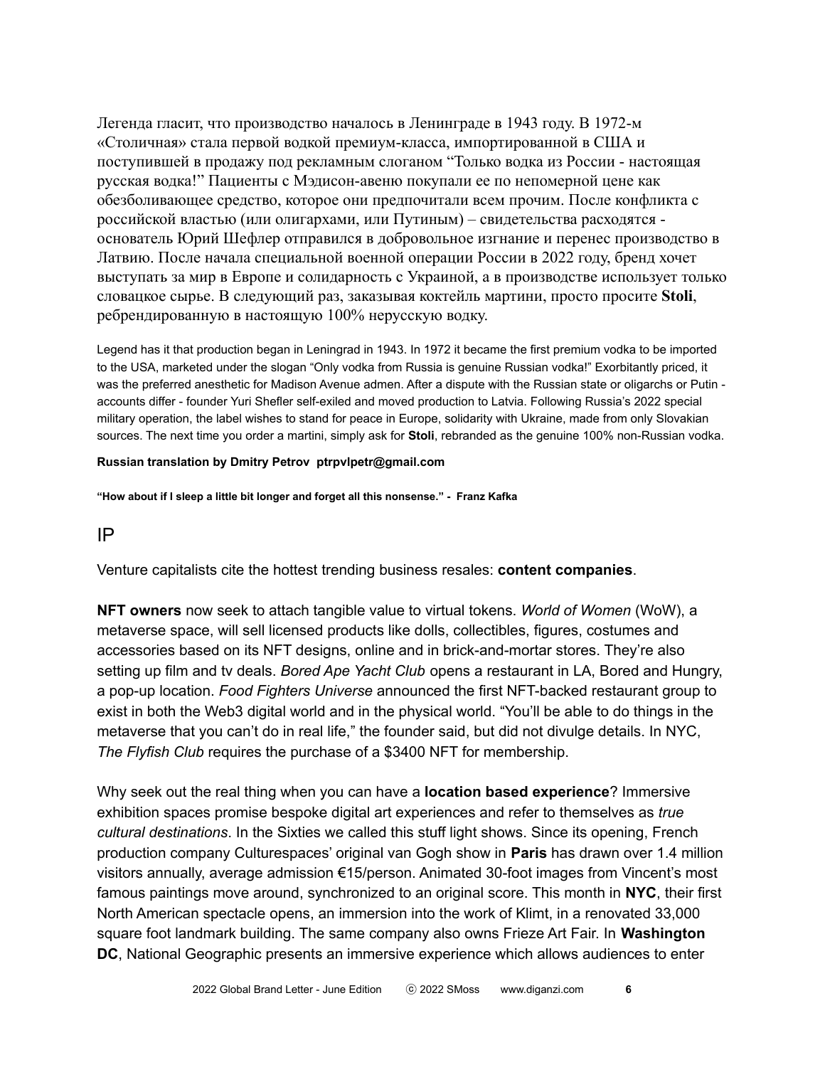Легенда гласит, что производство началось в Ленинграде в 1943 году. В 1972-м «Столичная» стала первой водкой премиум-класса, импортированной в США и поступившей в продажу под рекламным слоганом "Только водка из России - настоящая русская водка!" Пациенты с Мэдисон-авеню покупали ее по непомерной цене как обезболивающее средство, которое они предпочитали всем прочим. После конфликта с российской властью (или олигархами, или Путиным) – свидетельства расходятся - основатель Юрий Шефлер отправился в добровольное изгнание и перенес производство в Латвию. После начала специальной военной операции России в 2022 году, бренд хочет выступать за мир в Европе и солидарность с Украиной, а в производстве использует только словацкое сырье. В следующий раз, заказывая коктейль мартини, просто просите **Stoli**, ребрендированную в настоящую 100% нерусскую водку.

Legend has it that production began in Leningrad in 1943. In 1972 it became the first premium vodka to be imported to the USA, marketed under the slogan "Only vodka from Russia is genuine Russian vodka!" Exorbitantly priced, it was the preferred anesthetic for Madison Avenue admen. After a dispute with the Russian state or oligarchs or Putin - accounts differ - founder Yuri Shefler self-exiled and moved production to Latvia. Following Russia's 2022 special military operation, the label wishes to stand for peace in Europe, solidarity with Ukraine, made from only Slovakian sources. The next time you order a martini, simply ask for **Stoli**, rebranded as the genuine 100% non-Russian vodka.

**Russian translation by Dmitry Petrov ptrpvlpetr@gmail.com**

**"How about if I sleep a little bit longer and forget all this nonsense." - Franz Kafka**

## IP

Venture capitalists cite the hottest trending business resales: **content companies**.

**NFT owners** now seek to attach tangible value to virtual tokens. *World of Women* (WoW), a metaverse space, will sell licensed products like dolls, collectibles, figures, costumes and accessories based on its NFT designs, online and in brick-and-mortar stores. They're also setting up film and tv deals. *Bored Ape Yacht Club* opens a restaurant in LA, Bored and Hungry, a pop-up location. *Food Fighters Universe* announced the first NFT-backed restaurant group to exist in both the Web3 digital world and in the physical world. "You'll be able to do things in the metaverse that you can't do in real life," the founder said, but did not divulge details. In NYC, *The Flyfish Club* requires the purchase of a $3400 NFT for membership.

Why seek out the real thing when you can have a **location based experience**? Immersive exhibition spaces promise bespoke digital art experiences and refer to themselves as *true cultural destinations*. In the Sixties we called this stuff light shows. Since its opening, French production company Culturespaces' original van Gogh show in **Paris** has drawn over 1.4 million visitors annually, average admission €15/person. Animated 30-foot images from Vincent's most famous paintings move around, synchronized to an original score. This month in **NYC**, their first North American spectacle opens, an immersion into the work of Klimt, in a renovated 33,000 square foot landmark building. The same company also owns Frieze Art Fair. In **Washington DC**, National Geographic presents an immersive experience which allows audiences to enter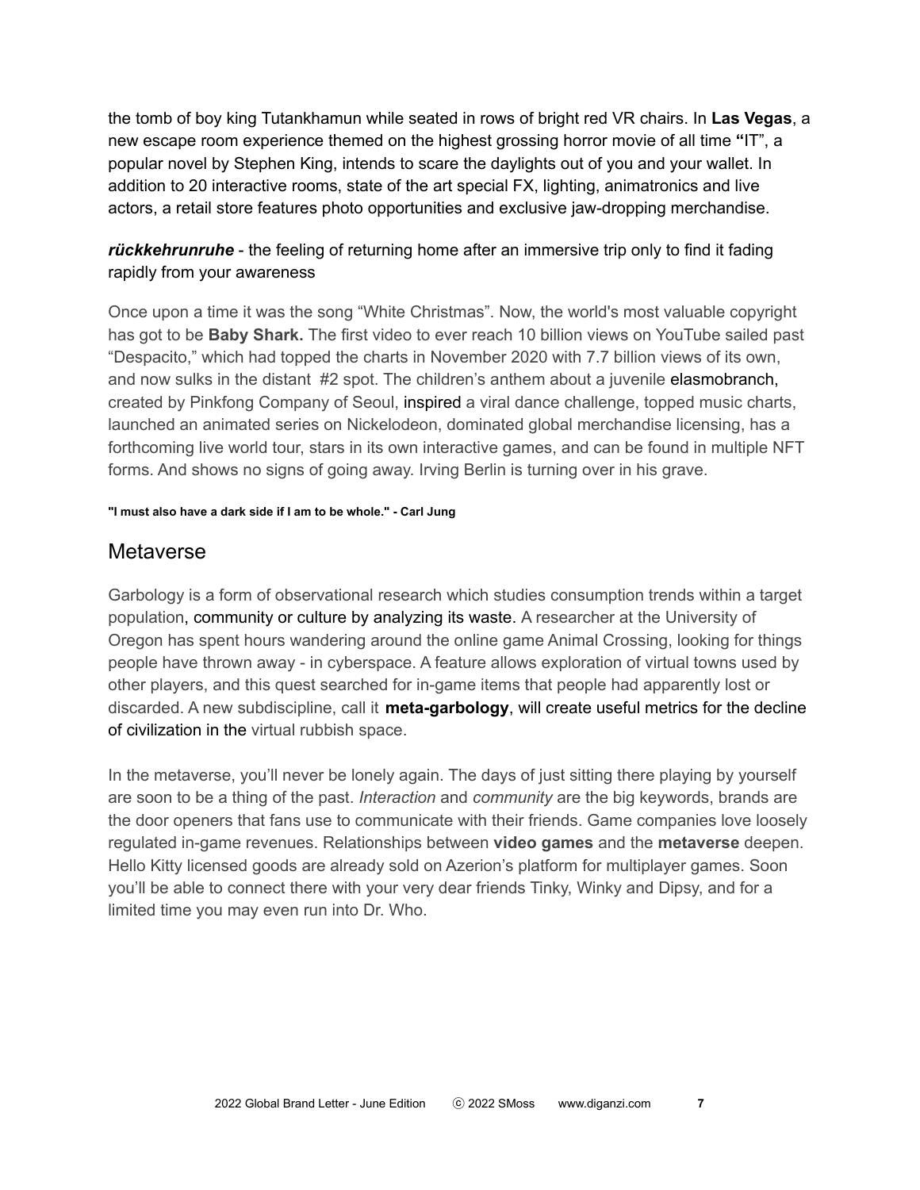the tomb of boy king Tutankhamun while seated in rows of bright red VR chairs. In **Las Vegas**, a new escape room experience themed on the highest grossing horror movie of all time **"**IT", a popular novel by Stephen King, intends to scare the daylights out of you and your wallet. In addition to 20 interactive rooms, state of the art special FX, lighting, animatronics and live actors, a retail store features photo opportunities and exclusive jaw-dropping merchandise.

***rückkehrunruhe*** - the feeling of returning home after an immersive trip only to find it fading rapidly from your awareness

Once upon a time it was the song "White Christmas". Now, the world's most valuable copyright has got to be **Baby Shark.** The first video to ever reach 10 billion views on YouTube sailed past "Despacito," which had topped the charts in November 2020 with 7.7 billion views of its own, and now sulks in the distant #2 spot. The children's anthem about a juvenile elasmobranch, created by Pinkfong Company of Seoul, inspired a viral dance challenge, topped music charts, launched an animated series on Nickelodeon, dominated global merchandise licensing, has a forthcoming live world tour, stars in its own interactive games, and can be found in multiple NFT forms. And shows no signs of going away. Irving Berlin is turning over in his grave.

**"I must also have a dark side if I am to be whole." - Carl Jung**

## Metaverse

Garbology is a form of observational research which studies consumption trends within a target population, community or culture by analyzing its waste. A researcher at the University of Oregon has spent hours wandering around the online game Animal Crossing, looking for things people have thrown away - in cyberspace. A feature allows exploration of virtual towns used by other players, and this quest searched for in-game items that people had apparently lost or discarded. A new subdiscipline, call it **meta-garbology**, will create useful metrics for the decline of civilization in the virtual rubbish space.

In the metaverse, you'll never be lonely again. The days of just sitting there playing by yourself are soon to be a thing of the past. *Interaction* and *community* are the big keywords, brands are the door openers that fans use to communicate with their friends. Game companies love loosely regulated in-game revenues. Relationships between **video games** and the **metaverse** deepen. Hello Kitty licensed goods are already sold on Azerion's platform for multiplayer games. Soon you'll be able to connect there with your very dear friends Tinky, Winky and Dipsy, and for a limited time you may even run into Dr. Who.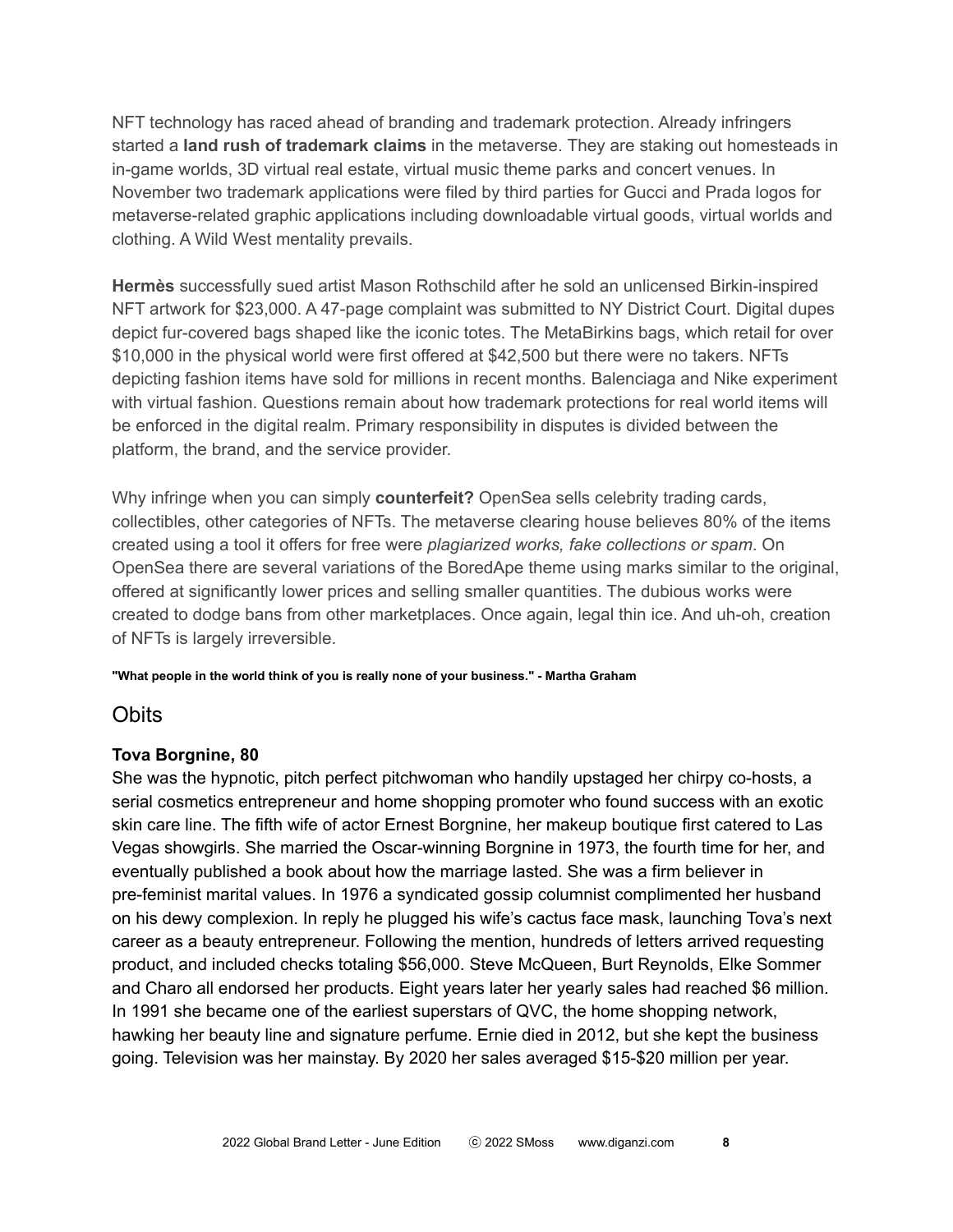NFT technology has raced ahead of branding and trademark protection. Already infringers started a **land rush of trademark claims** in the metaverse. They are staking out homesteads in in-game worlds, 3D virtual real estate, virtual music theme parks and concert venues. In November two trademark applications were filed by third parties for Gucci and Prada logos for metaverse-related graphic applications including downloadable virtual goods, virtual worlds and clothing. A Wild West mentality prevails.

**Hermès** successfully sued artist Mason Rothschild after he sold an unlicensed Birkin-inspired NFT artwork for $23,000. A 47-page complaint was submitted to NY District Court. Digital dupes depict fur-covered bags shaped like the iconic totes. The MetaBirkins bags, which retail for over $10,000 in the physical world were first offered at $42,500 but there were no takers. NFTs depicting fashion items have sold for millions in recent months. Balenciaga and Nike experiment with virtual fashion. Questions remain about how trademark protections for real world items will be enforced in the digital realm. Primary responsibility in disputes is divided between the platform, the brand, and the service provider.

Why infringe when you can simply **counterfeit?** OpenSea sells celebrity trading cards, collectibles, other categories of NFTs. The metaverse clearing house believes 80% of the items created using a tool it offers for free were *plagiarized works, fake collections or spam*. On OpenSea there are several variations of the BoredApe theme using marks similar to the original, offered at significantly lower prices and selling smaller quantities. The dubious works were created to dodge bans from other marketplaces. Once again, legal thin ice. And uh-oh, creation of NFTs is largely irreversible.

**"What people in the world think of you is really none of your business." - Martha Graham**

## Obits

**Tova Borgnine, 80**

She was the hypnotic, pitch perfect pitchwoman who handily upstaged her chirpy co-hosts, a serial cosmetics entrepreneur and home shopping promoter who found success with an exotic skin care line. The fifth wife of actor Ernest Borgnine, her makeup boutique first catered to Las Vegas showgirls. She married the Oscar-winning Borgnine in 1973, the fourth time for her, and eventually published a book about how the marriage lasted. She was a firm believer in pre-feminist marital values. In 1976 a syndicated gossip columnist complimented her husband on his dewy complexion. In reply he plugged his wife's cactus face mask, launching Tova's next career as a beauty entrepreneur. Following the mention, hundreds of letters arrived requesting product, and included checks totaling $56,000. Steve McQueen, Burt Reynolds, Elke Sommer and Charo all endorsed her products. Eight years later her yearly sales had reached $6 million. In 1991 she became one of the earliest superstars of QVC, the home shopping network, hawking her beauty line and signature perfume. Ernie died in 2012, but she kept the business going. Television was her mainstay. By 2020 her sales averaged $15-$20 million per year.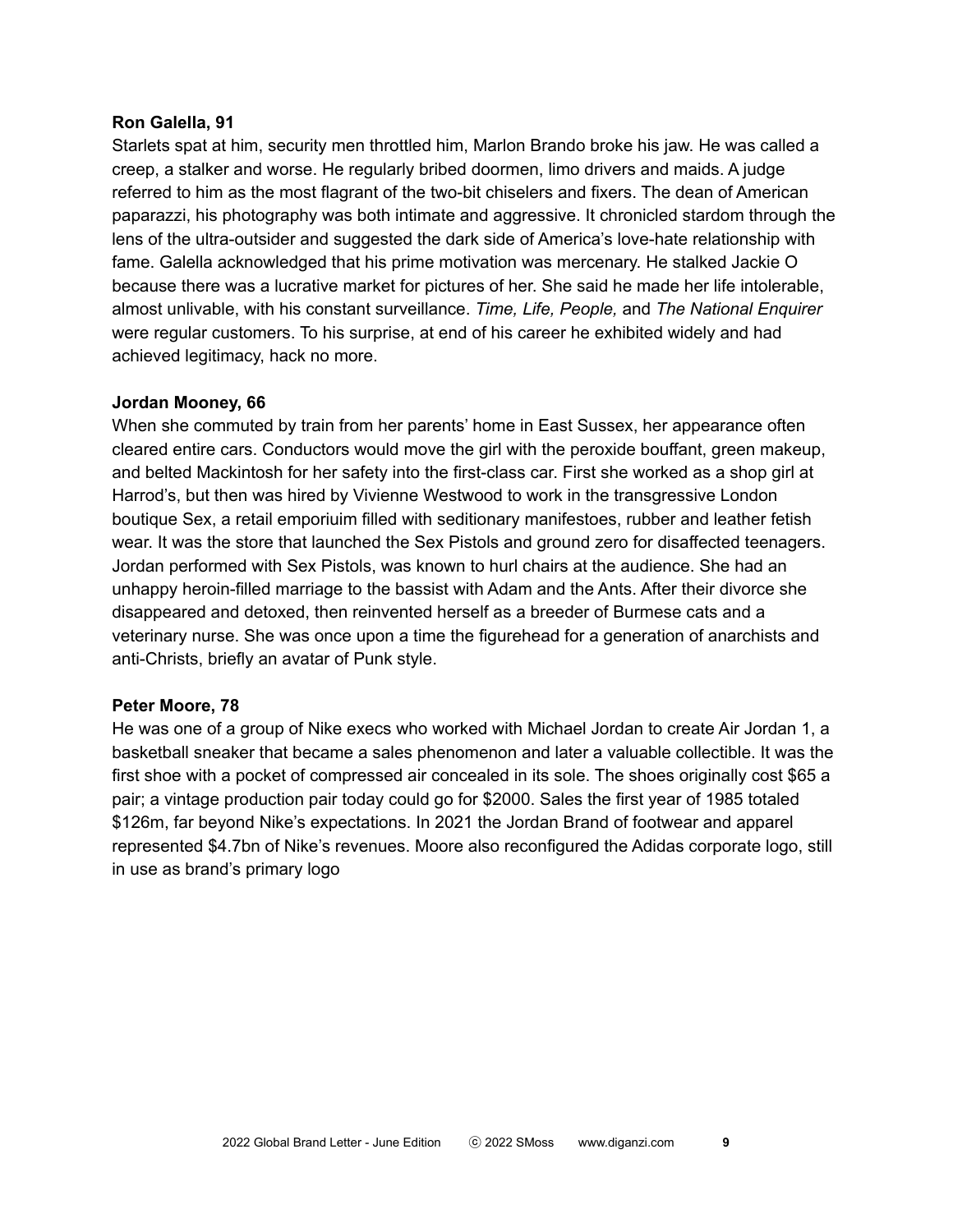**Ron Galella, 91**

Starlets spat at him, security men throttled him, Marlon Brando broke his jaw. He was called a creep, a stalker and worse. He regularly bribed doormen, limo drivers and maids. A judge referred to him as the most flagrant of the two-bit chiselers and fixers. The dean of American paparazzi, his photography was both intimate and aggressive. It chronicled stardom through the lens of the ultra-outsider and suggested the dark side of America's love-hate relationship with fame. Galella acknowledged that his prime motivation was mercenary. He stalked Jackie O because there was a lucrative market for pictures of her. She said he made her life intolerable, almost unlivable, with his constant surveillance. *Time, Life, People,* and *The National Enquirer* were regular customers. To his surprise, at end of his career he exhibited widely and had achieved legitimacy, hack no more.

**Jordan Mooney, 66**

When she commuted by train from her parents' home in East Sussex, her appearance often cleared entire cars. Conductors would move the girl with the peroxide bouffant, green makeup, and belted Mackintosh for her safety into the first-class car. First she worked as a shop girl at Harrod's, but then was hired by Vivienne Westwood to work in the transgressive London boutique Sex, a retail emporiuim filled with seditionary manifestoes, rubber and leather fetish wear. It was the store that launched the Sex Pistols and ground zero for disaffected teenagers. Jordan performed with Sex Pistols, was known to hurl chairs at the audience. She had an unhappy heroin-filled marriage to the bassist with Adam and the Ants. After their divorce she disappeared and detoxed, then reinvented herself as a breeder of Burmese cats and a veterinary nurse. She was once upon a time the figurehead for a generation of anarchists and anti-Christs, briefly an avatar of Punk style.

**Peter Moore, 78**

He was one of a group of Nike execs who worked with Michael Jordan to create Air Jordan 1, a basketball sneaker that became a sales phenomenon and later a valuable collectible. It was the first shoe with a pocket of compressed air concealed in its sole. The shoes originally cost $65 a pair; a vintage production pair today could go for $2000. Sales the first year of 1985 totaled $126m, far beyond Nike's expectations. In 2021 the Jordan Brand of footwear and apparel represented $4.7bn of Nike's revenues. Moore also reconfigured the Adidas corporate logo, still in use as brand's primary logo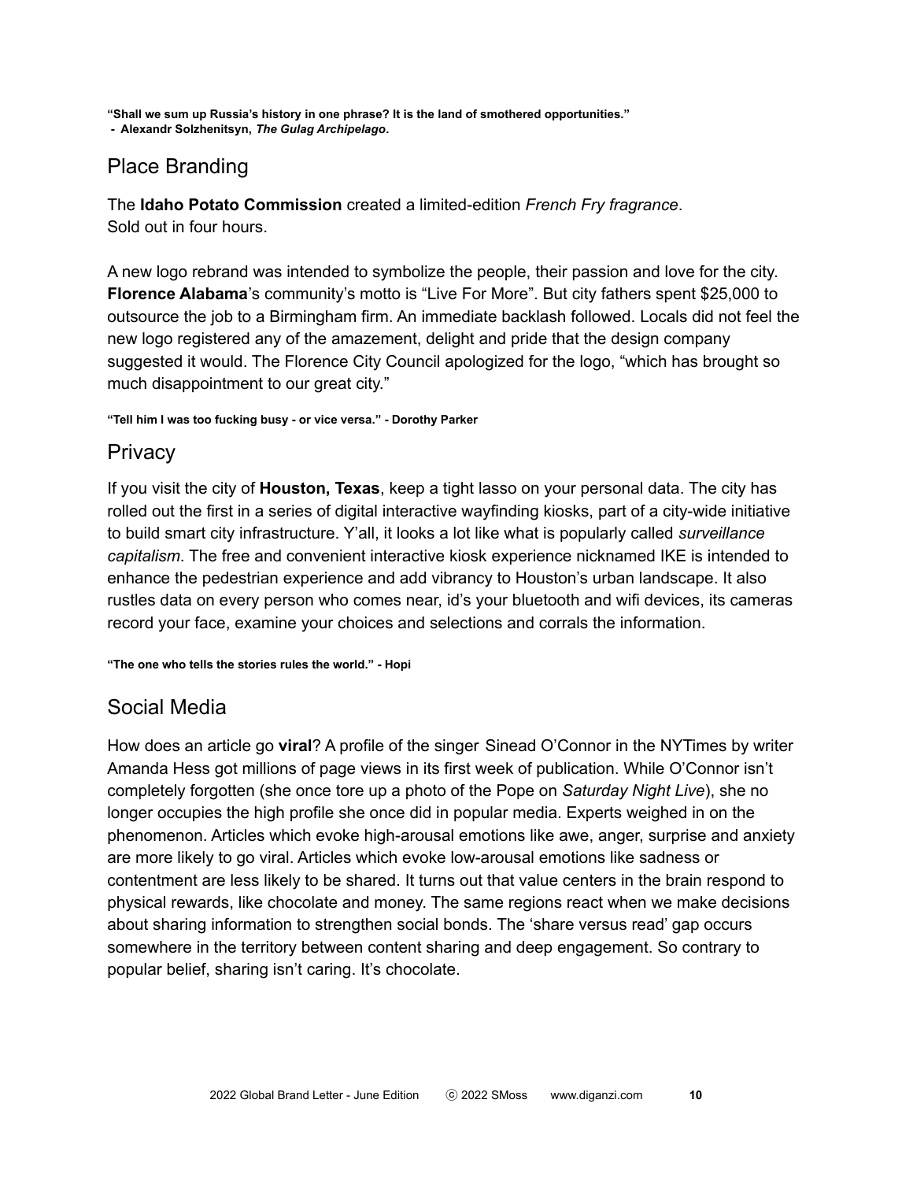**"Shall we sum up Russia's history in one phrase? It is the land of smothered opportunities."**
**- Alexandr Solzhenitsyn, *The Gulag Archipelago*.**

## Place Branding

The **Idaho Potato Commission** created a limited-edition *French Fry fragrance*.
Sold out in four hours.

A new logo rebrand was intended to symbolize the people, their passion and love for the city. **Florence Alabama**'s community's motto is "Live For More". But city fathers spent $25,000 to outsource the job to a Birmingham firm. An immediate backlash followed. Locals did not feel the new logo registered any of the amazement, delight and pride that the design company suggested it would. The Florence City Council apologized for the logo, "which has brought so much disappointment to our great city."

**"Tell him I was too fucking busy - or vice versa." - Dorothy Parker**

## Privacy

If you visit the city of **Houston, Texas**, keep a tight lasso on your personal data. The city has rolled out the first in a series of digital interactive wayfinding kiosks, part of a city-wide initiative to build smart city infrastructure. Y'all, it looks a lot like what is popularly called *surveillance capitalism*. The free and convenient interactive kiosk experience nicknamed IKE is intended to enhance the pedestrian experience and add vibrancy to Houston's urban landscape. It also rustles data on every person who comes near, id's your bluetooth and wifi devices, its cameras record your face, examine your choices and selections and corrals the information.

**"The one who tells the stories rules the world." - Hopi**

## Social Media

How does an article go **viral**? A profile of the singer Sinead O'Connor in the NYTimes by writer Amanda Hess got millions of page views in its first week of publication. While O'Connor isn't completely forgotten (she once tore up a photo of the Pope on *Saturday Night Live*), she no longer occupies the high profile she once did in popular media. Experts weighed in on the phenomenon. Articles which evoke high-arousal emotions like awe, anger, surprise and anxiety are more likely to go viral. Articles which evoke low-arousal emotions like sadness or contentment are less likely to be shared. It turns out that value centers in the brain respond to physical rewards, like chocolate and money. The same regions react when we make decisions about sharing information to strengthen social bonds. The 'share versus read' gap occurs somewhere in the territory between content sharing and deep engagement. So contrary to popular belief, sharing isn't caring. It's chocolate.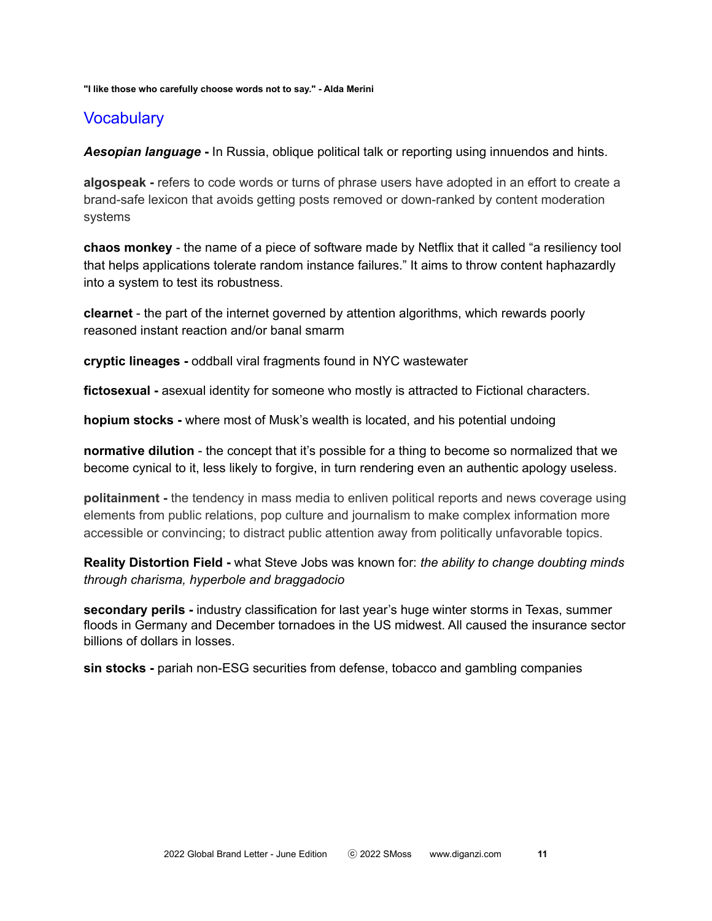**"I like those who carefully choose words not to say." - Alda Merini**

## Vocabulary

***Aesopian language*** **-** In Russia, oblique political talk or reporting using innuendos and hints.

**algospeak -** refers to code words or turns of phrase users have adopted in an effort to create a brand-safe lexicon that avoids getting posts removed or down-ranked by content moderation systems

**chaos monkey** - the name of a piece of software made by Netflix that it called "a resiliency tool that helps applications tolerate random instance failures." It aims to throw content haphazardly into a system to test its robustness.

**clearnet** - the part of the internet governed by attention algorithms, which rewards poorly reasoned instant reaction and/or banal smarm

**cryptic lineages -** oddball viral fragments found in NYC wastewater

**fictosexual -** asexual identity for someone who mostly is attracted to Fictional characters.

**hopium stocks -** where most of Musk's wealth is located, and his potential undoing

**normative dilution** - the concept that it's possible for a thing to become so normalized that we become cynical to it, less likely to forgive, in turn rendering even an authentic apology useless.

**politainment -** the tendency in mass media to enliven political reports and news coverage using elements from public relations, pop culture and journalism to make complex information more accessible or convincing; to distract public attention away from politically unfavorable topics.

**Reality Distortion Field -** what Steve Jobs was known for: *the ability to change doubting minds through charisma, hyperbole and braggadocio*

**secondary perils -** industry classification for last year's huge winter storms in Texas, summer floods in Germany and December tornadoes in the US midwest. All caused the insurance sector billions of dollars in losses.

**sin stocks -** pariah non-ESG securities from defense, tobacco and gambling companies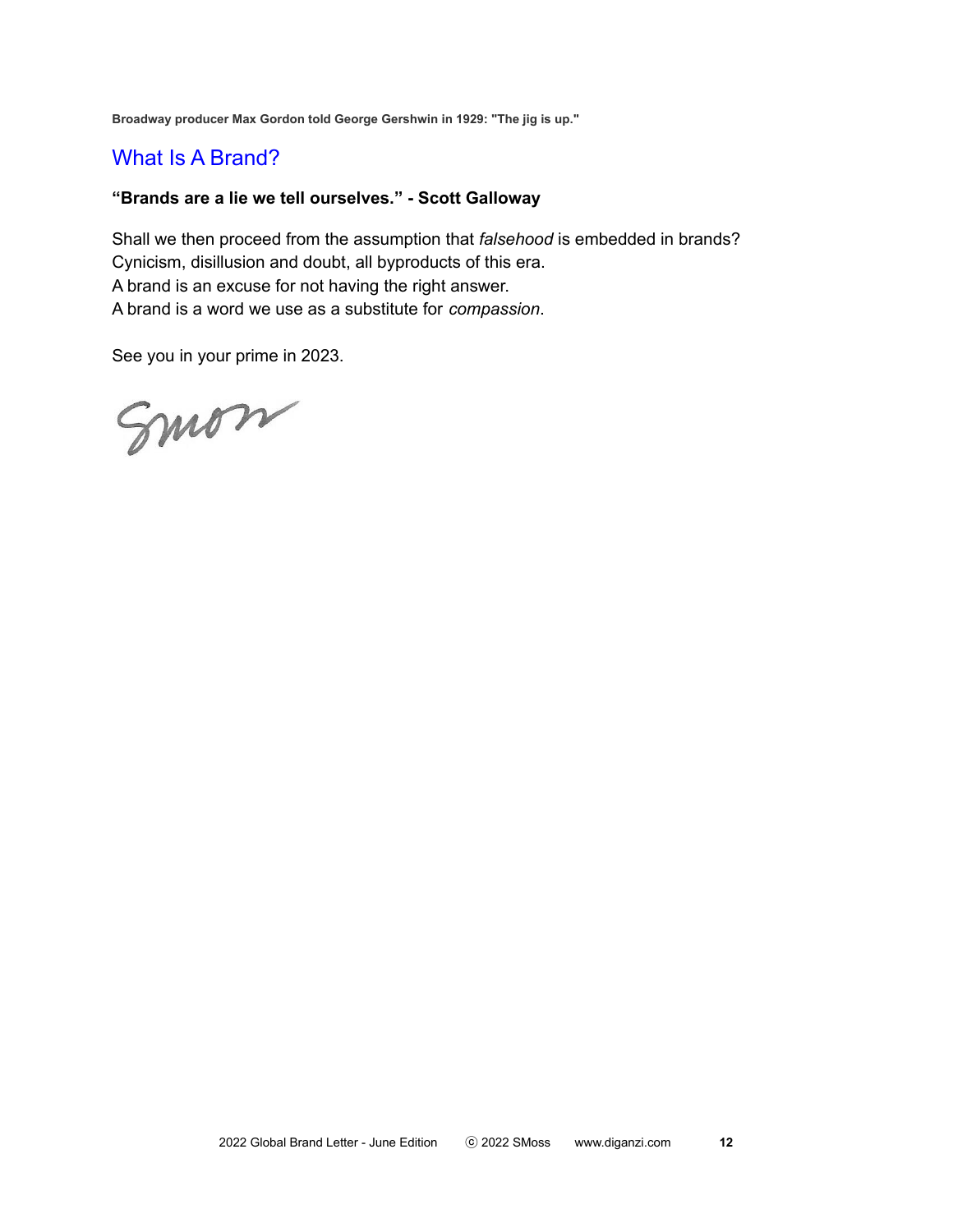**Broadway producer Max Gordon told George Gershwin in 1929: "The jig is up."**

## What Is A Brand?

**"Brands are a lie we tell ourselves." - Scott Galloway**

Shall we then proceed from the assumption that *falsehood* is embedded in brands?
Cynicism, disillusion and doubt, all byproducts of this era.
A brand is an excuse for not having the right answer.
A brand is a word we use as a substitute for *compassion*.

See you in your prime in 2023.

Simon